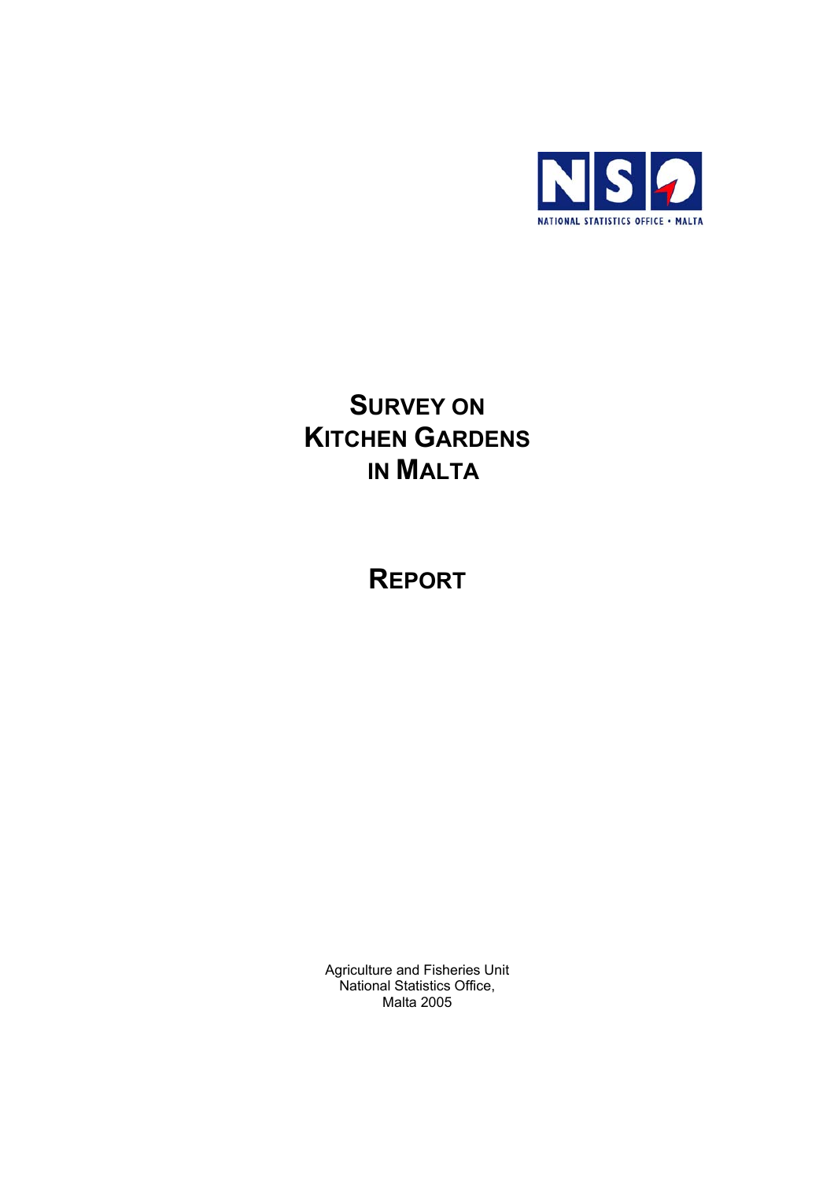NSO

NATIONAL STATISTICS OFFICE • MALTA

# SURVEY ON KITCHEN GARDENS IN MALTA

# REPORT

Agriculture and Fisheries Unit
National Statistics Office,
Malta 2005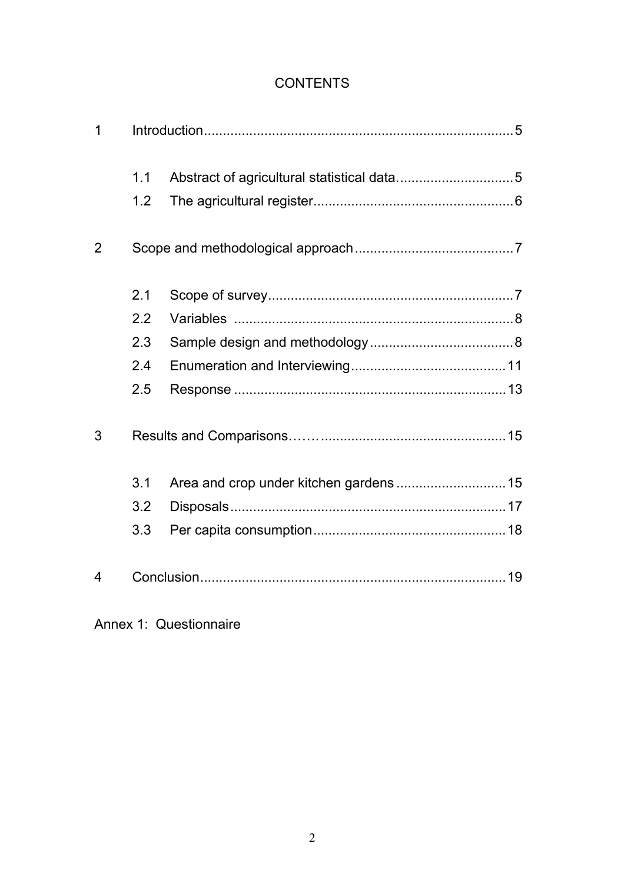# CONTENTS

1 Introduction ... 5

- 1.1 Abstract of agricultural statistical data. ... 5
- 1.2 The agricultural register ... 6

2 Scope and methodological approach ... 7

- 2.1 Scope of survey ... 7
- 2.2 Variables ... 8
- 2.3 Sample design and methodology ... 8
- 2.4 Enumeration and Interviewing ... 11
- 2.5 Response ... 13

3 Results and Comparisons ... 15

- 3.1 Area and crop under kitchen gardens ... 15
- 3.2 Disposals ... 17
- 3.3 Per capita consumption ... 18

4 Conclusion ... 19

Annex 1: Questionnaire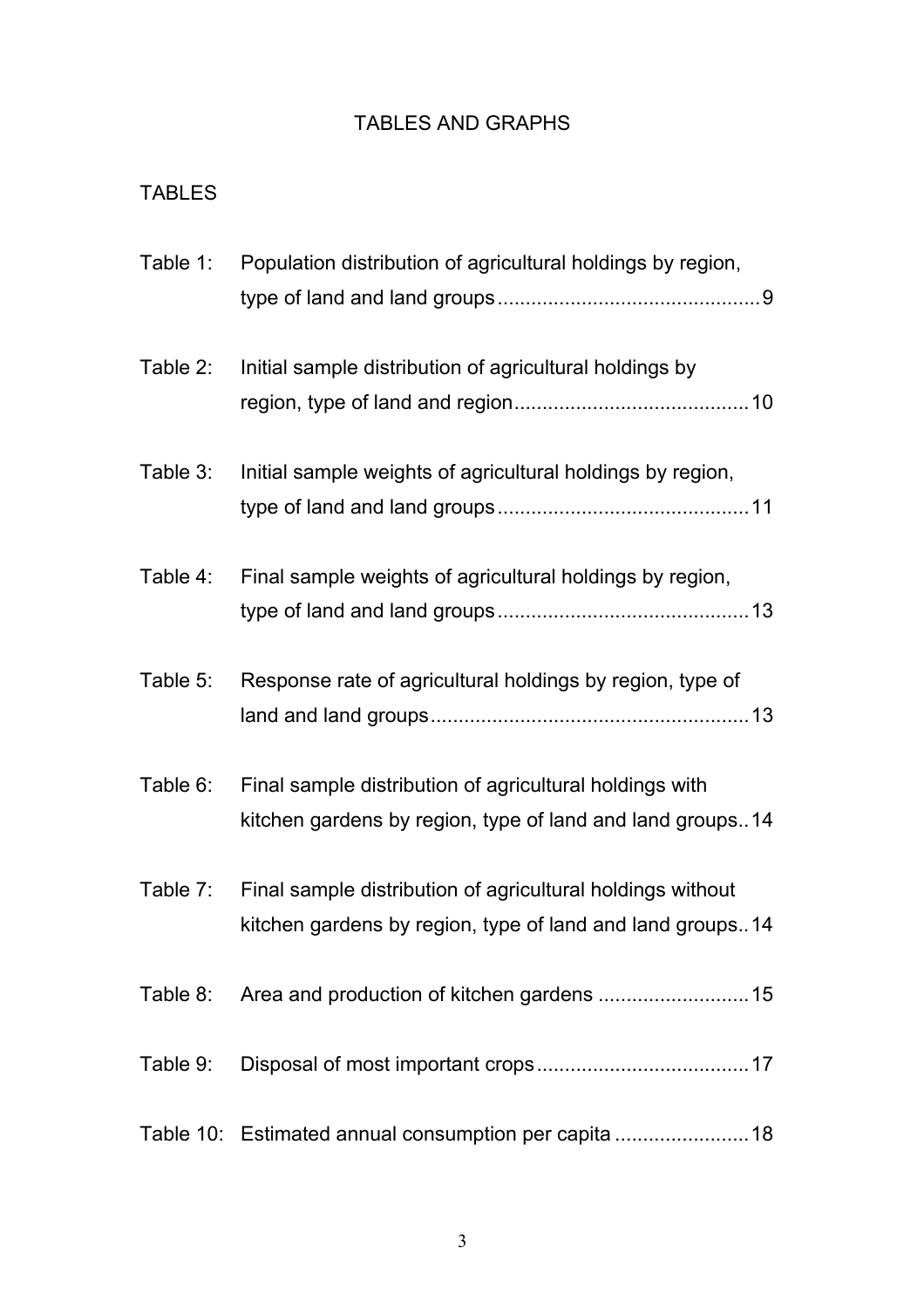# TABLES AND GRAPHS

## TABLES

Table 1: Population distribution of agricultural holdings by region, type of land and land groups ..............................................9

Table 2: Initial sample distribution of agricultural holdings by region, type of land and region.........................................10

Table 3: Initial sample weights of agricultural holdings by region, type of land and land groups ............................................11

Table 4: Final sample weights of agricultural holdings by region, type of land and land groups ............................................13

Table 5: Response rate of agricultural holdings by region, type of land and land groups........................................................13

Table 6: Final sample distribution of agricultural holdings with kitchen gardens by region, type of land and land groups..14

Table 7: Final sample distribution of agricultural holdings without kitchen gardens by region, type of land and land groups..14

Table 8: Area and production of kitchen gardens ...........................15

Table 9: Disposal of most important crops......................................17

Table 10: Estimated annual consumption per capita ........................18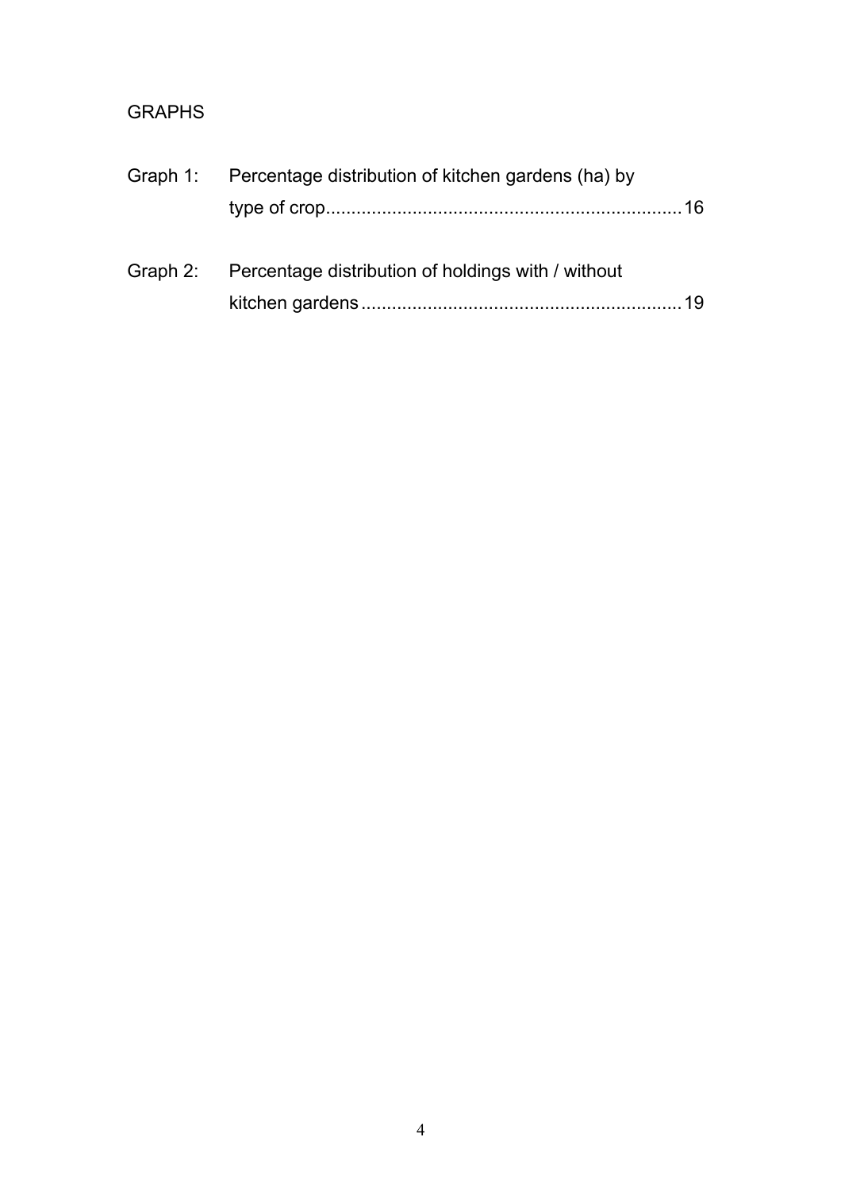## GRAPHS

Graph 1: Percentage distribution of kitchen gardens (ha) by type of crop....................................................................16

Graph 2: Percentage distribution of holdings with / without kitchen gardens..............................................................19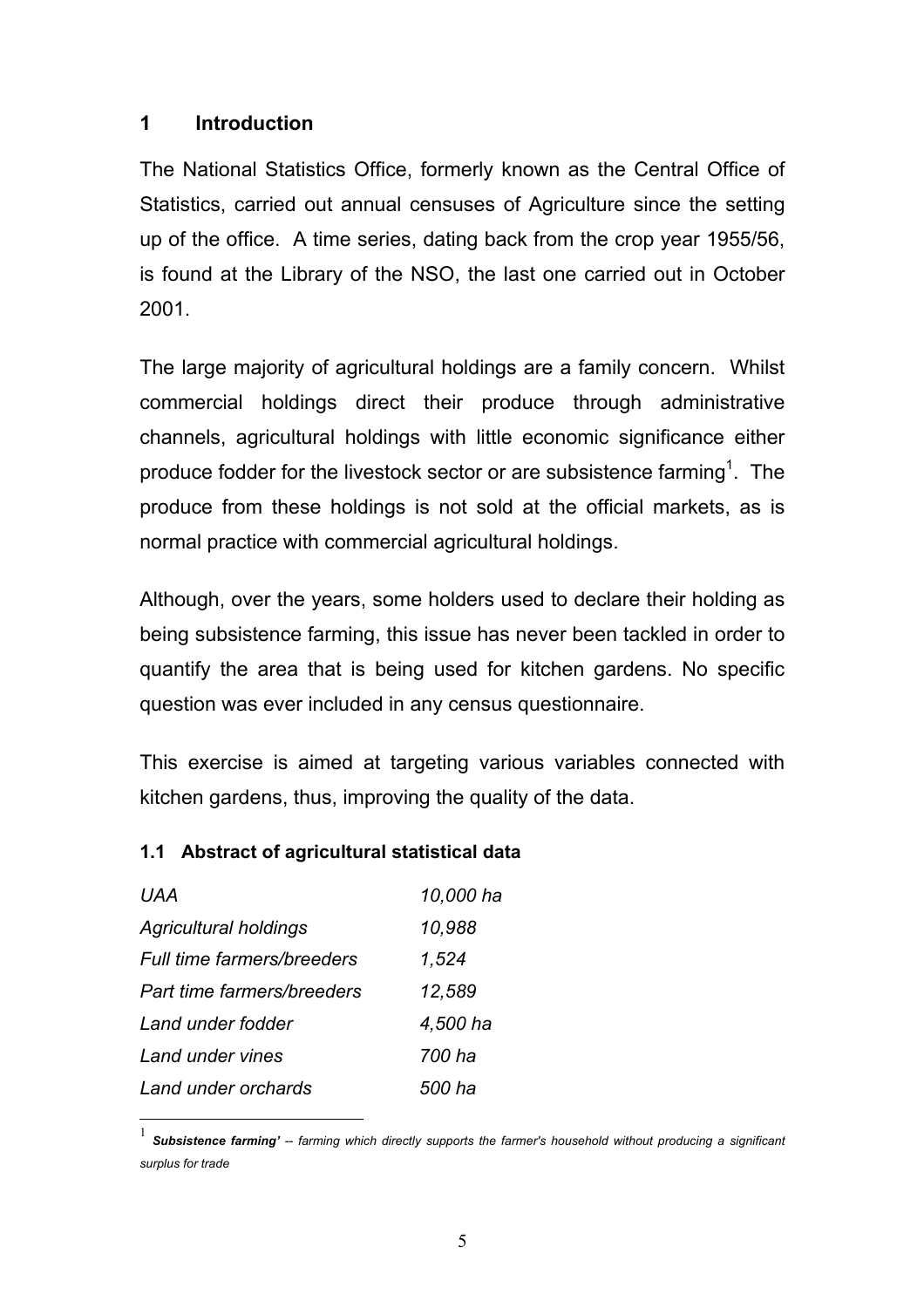# 1 Introduction

The National Statistics Office, formerly known as the Central Office of Statistics, carried out annual censuses of Agriculture since the setting up of the office. A time series, dating back from the crop year 1955/56, is found at the Library of the NSO, the last one carried out in October 2001.

The large majority of agricultural holdings are a family concern. Whilst commercial holdings direct their produce through administrative channels, agricultural holdings with little economic significance either produce fodder for the livestock sector or are subsistence farming[1]. The produce from these holdings is not sold at the official markets, as is normal practice with commercial agricultural holdings.

Although, over the years, some holders used to declare their holding as being subsistence farming, this issue has never been tackled in order to quantify the area that is being used for kitchen gardens. No specific question was ever included in any census questionnaire.

This exercise is aimed at targeting various variables connected with kitchen gardens, thus, improving the quality of the data.

## 1.1 Abstract of agricultural statistical data

| | |
|---|---|
| *UAA* | *10,000 ha* |
| *Agricultural holdings* | *10,988* |
| *Full time farmers/breeders* | *1,524* |
| *Part time farmers/breeders* | *12,589* |
| *Land under fodder* | *4,500 ha* |
| *Land under vines* | *700 ha* |
| *Land under orchards* | *500 ha* |

---

[1] ***Subsistence farming'*** *-- farming which directly supports the farmer's household without producing a significant surplus for trade*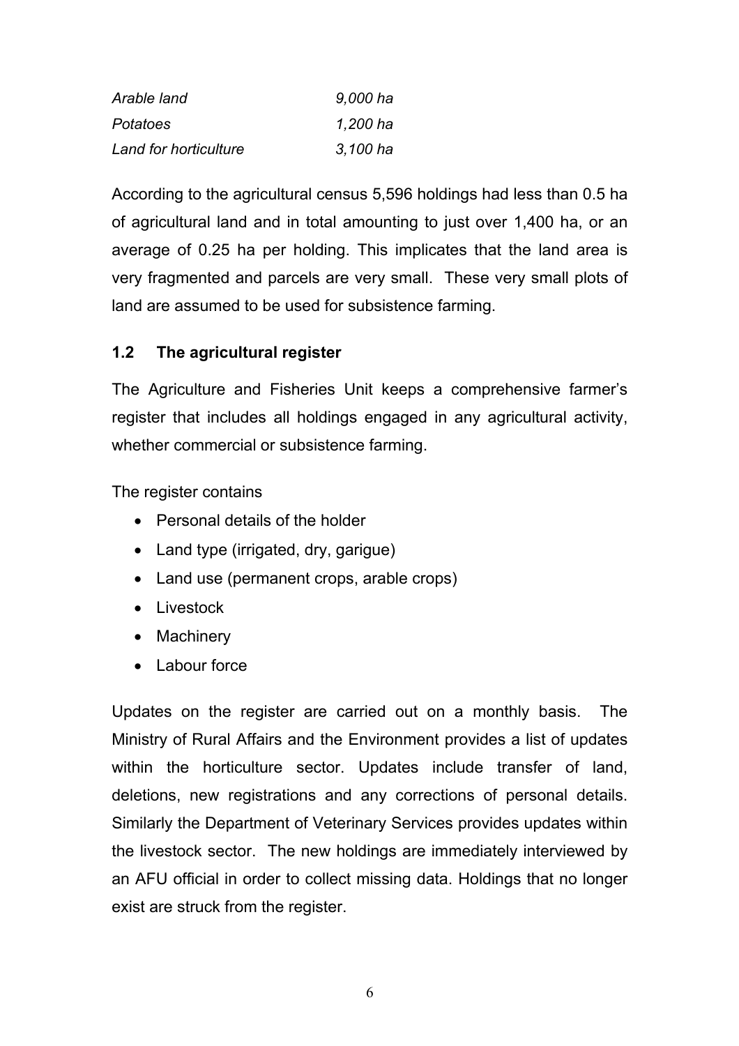| | |
|---|---|
| *Arable land* | *9,000 ha* |
| *Potatoes* | *1,200 ha* |
| *Land for horticulture* | *3,100 ha* |

According to the agricultural census 5,596 holdings had less than 0.5 ha of agricultural land and in total amounting to just over 1,400 ha, or an average of 0.25 ha per holding. This implicates that the land area is very fragmented and parcels are very small. These very small plots of land are assumed to be used for subsistence farming.

## 1.2 The agricultural register

The Agriculture and Fisheries Unit keeps a comprehensive farmer's register that includes all holdings engaged in any agricultural activity, whether commercial or subsistence farming.

The register contains

- Personal details of the holder
- Land type (irrigated, dry, garigue)
- Land use (permanent crops, arable crops)
- Livestock
- Machinery
- Labour force

Updates on the register are carried out on a monthly basis. The Ministry of Rural Affairs and the Environment provides a list of updates within the horticulture sector. Updates include transfer of land, deletions, new registrations and any corrections of personal details. Similarly the Department of Veterinary Services provides updates within the livestock sector. The new holdings are immediately interviewed by an AFU official in order to collect missing data. Holdings that no longer exist are struck from the register.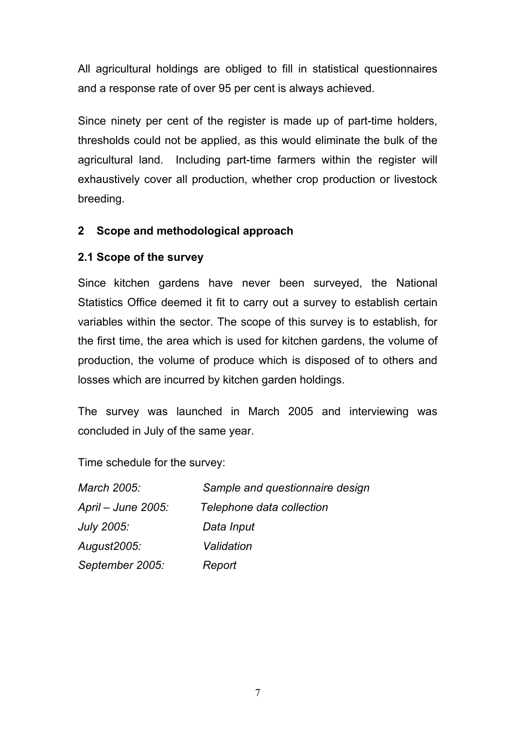All agricultural holdings are obliged to fill in statistical questionnaires and a response rate of over 95 per cent is always achieved.

Since ninety per cent of the register is made up of part-time holders, thresholds could not be applied, as this would eliminate the bulk of the agricultural land. Including part-time farmers within the register will exhaustively cover all production, whether crop production or livestock breeding.

## 2 Scope and methodological approach

### 2.1 Scope of the survey

Since kitchen gardens have never been surveyed, the National Statistics Office deemed it fit to carry out a survey to establish certain variables within the sector. The scope of this survey is to establish, for the first time, the area which is used for kitchen gardens, the volume of production, the volume of produce which is disposed of to others and losses which are incurred by kitchen garden holdings.

The survey was launched in March 2005 and interviewing was concluded in July of the same year.

Time schedule for the survey:

| | |
|---|---|
| *March 2005:* | *Sample and questionnaire design* |
| *April – June 2005:* | *Telephone data collection* |
| *July 2005:* | *Data Input* |
| *August2005:* | *Validation* |
| *September 2005:* | *Report* |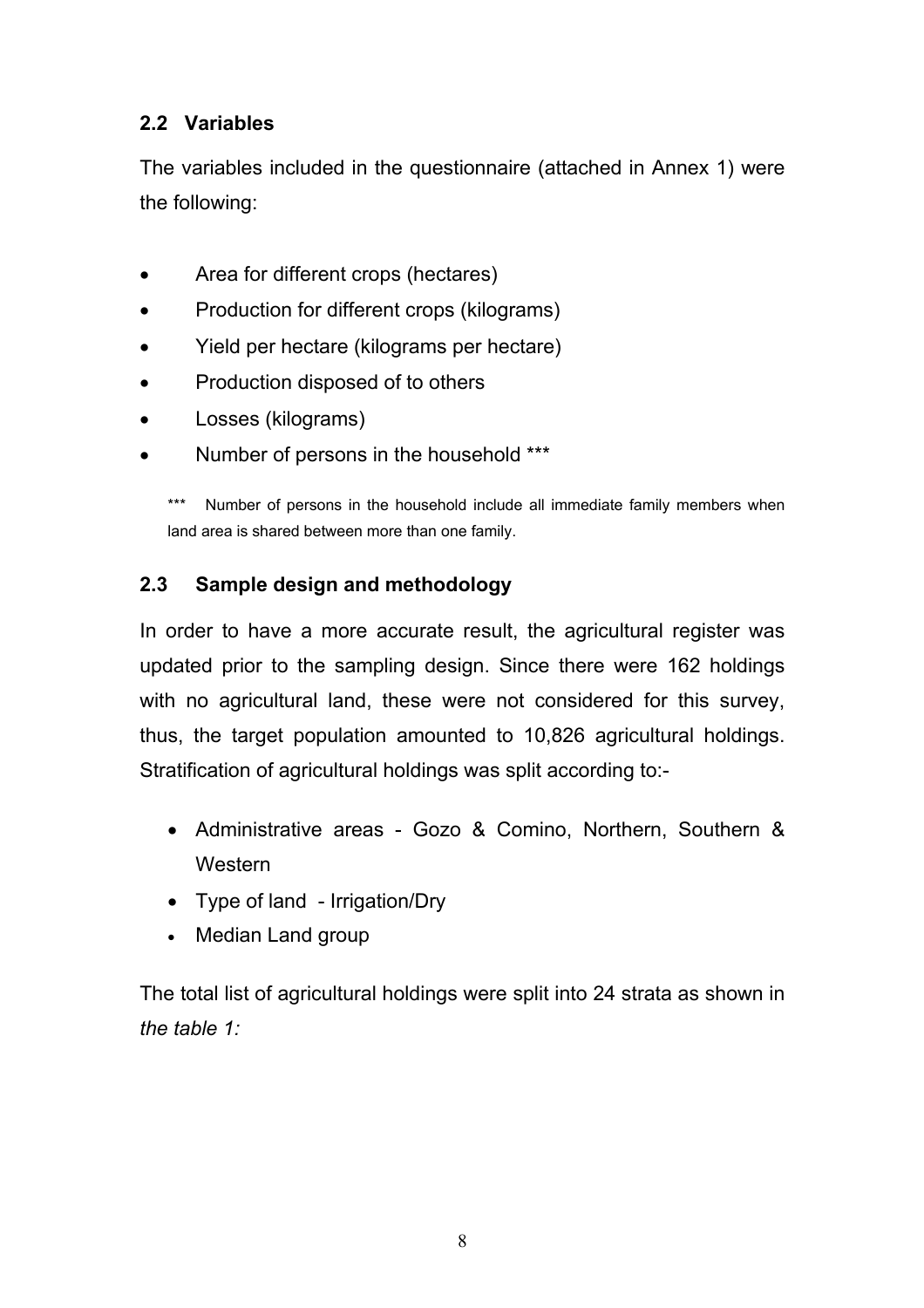## 2.2 Variables

The variables included in the questionnaire (attached in Annex 1) were the following:

- Area for different crops (hectares)
- Production for different crops (kilograms)
- Yield per hectare (kilograms per hectare)
- Production disposed of to others
- Losses (kilograms)
- Number of persons in the household ***

*** Number of persons in the household include all immediate family members when land area is shared between more than one family.

## 2.3 Sample design and methodology

In order to have a more accurate result, the agricultural register was updated prior to the sampling design. Since there were 162 holdings with no agricultural land, these were not considered for this survey, thus, the target population amounted to 10,826 agricultural holdings. Stratification of agricultural holdings was split according to:-

- Administrative areas - Gozo & Comino, Northern, Southern & Western
- Type of land - Irrigation/Dry
- Median Land group

The total list of agricultural holdings were split into 24 strata as shown in *the table 1:*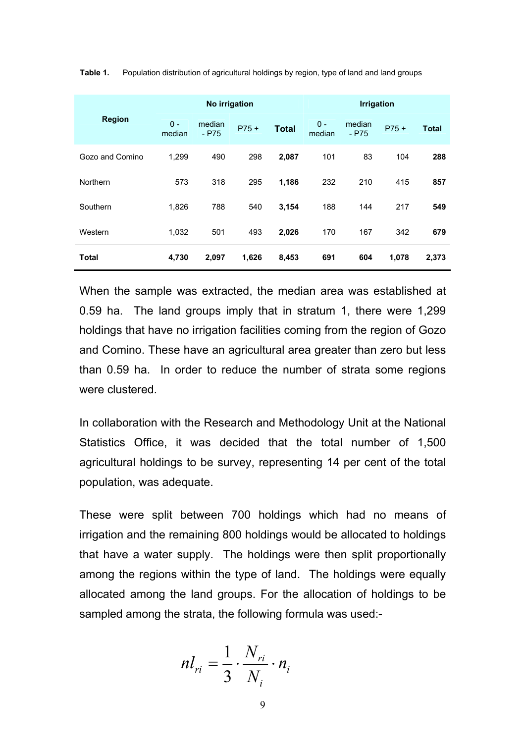**Table 1.** Population distribution of agricultural holdings by region, type of land and land groups

| Region | No irrigation | | | | Irrigation | | | |
|---|---|---|---|---|---|---|---|---|
| | 0 - median | median - P75 | P75 + | **Total** | 0 - median | median - P75 | P75 + | **Total** |
| Gozo and Comino | 1,299 | 490 | 298 | **2,087** | 101 | 83 | 104 | **288** |
| Northern | 573 | 318 | 295 | **1,186** | 232 | 210 | 415 | **857** |
| Southern | 1,826 | 788 | 540 | **3,154** | 188 | 144 | 217 | **549** |
| Western | 1,032 | 501 | 493 | **2,026** | 170 | 167 | 342 | **679** |
| **Total** | **4,730** | **2,097** | **1,626** | **8,453** | **691** | **604** | **1,078** | **2,373** |

When the sample was extracted, the median area was established at 0.59 ha. The land groups imply that in stratum 1, there were 1,299 holdings that have no irrigation facilities coming from the region of Gozo and Comino. These have an agricultural area greater than zero but less than 0.59 ha. In order to reduce the number of strata some regions were clustered.

In collaboration with the Research and Methodology Unit at the National Statistics Office, it was decided that the total number of 1,500 agricultural holdings to be survey, representing 14 per cent of the total population, was adequate.

These were split between 700 holdings which had no means of irrigation and the remaining 800 holdings would be allocated to holdings that have a water supply. The holdings were then split proportionally among the regions within the type of land. The holdings were equally allocated among the land groups. For the allocation of holdings to be sampled among the strata, the following formula was used:-

$$nl_{ri} = \frac{1}{3} \cdot \frac{N_{ri}}{N_i} \cdot n_i$$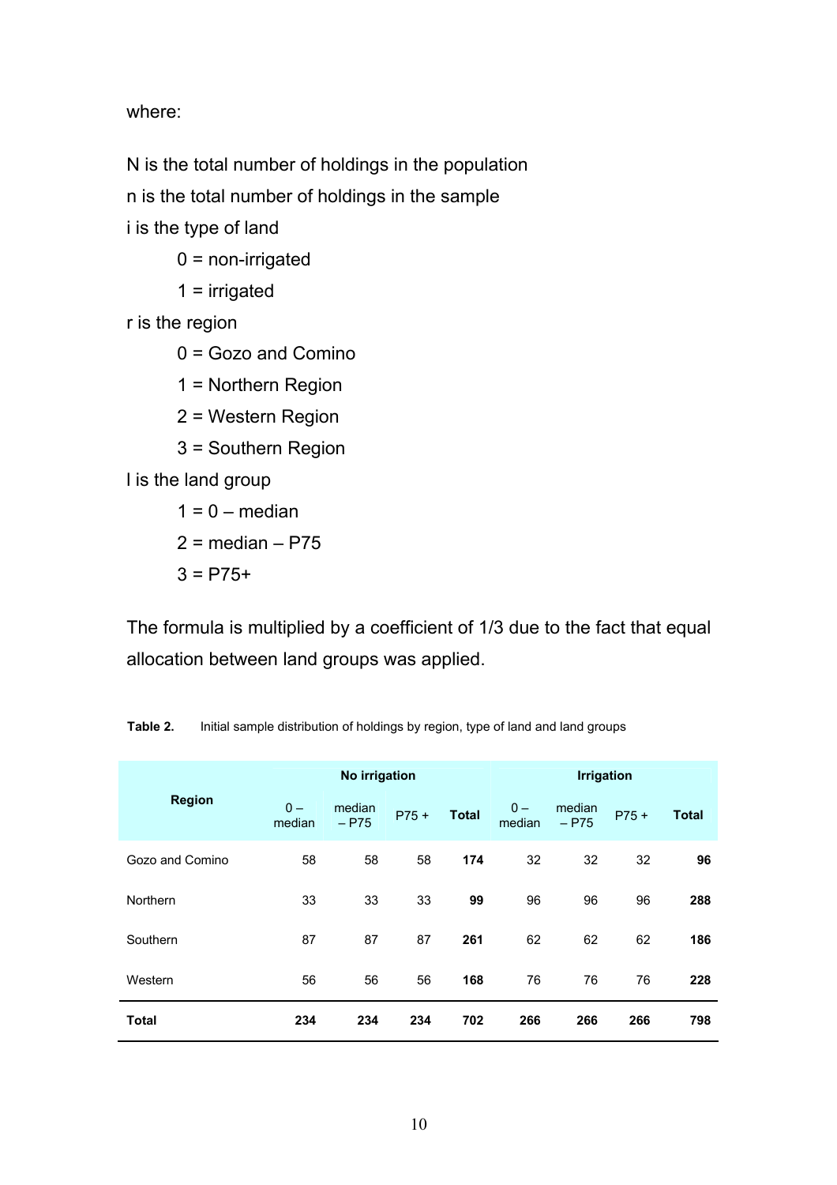where:

N is the total number of holdings in the population

n is the total number of holdings in the sample

i is the type of land

- 0 = non-irrigated
- 1 = irrigated

r is the region

- 0 = Gozo and Comino
- 1 = Northern Region
- 2 = Western Region
- 3 = Southern Region

l is the land group

- 1 = 0 – median
- 2 = median – P75
- 3 = P75+

The formula is multiplied by a coefficient of 1/3 due to the fact that equal allocation between land groups was applied.

**Table 2.** Initial sample distribution of holdings by region, type of land and land groups

| Region | No irrigation | | | | Irrigation | | | |
|---|---|---|---|---|---|---|---|---|
| | 0 – median | median – P75 | P75 + | **Total** | 0 – median | median – P75 | P75 + | **Total** |
| Gozo and Comino | 58 | 58 | 58 | **174** | 32 | 32 | 32 | **96** |
| Northern | 33 | 33 | 33 | **99** | 96 | 96 | 96 | **288** |
| Southern | 87 | 87 | 87 | **261** | 62 | 62 | 62 | **186** |
| Western | 56 | 56 | 56 | **168** | 76 | 76 | 76 | **228** |
| **Total** | **234** | **234** | **234** | **702** | **266** | **266** | **266** | **798** |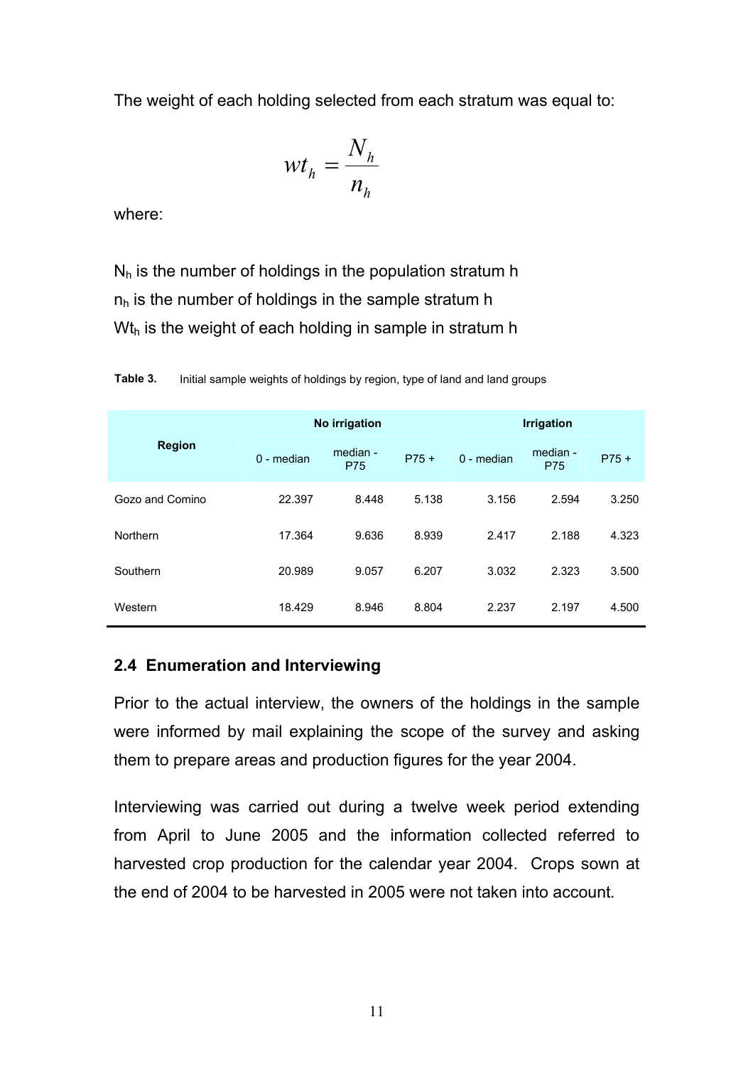The weight of each holding selected from each stratum was equal to:

$$wt_h = \frac{N_h}{n_h}$$

where:

$N_h$ is the number of holdings in the population stratum h
$n_h$ is the number of holdings in the sample stratum h
$Wt_h$ is the weight of each holding in sample in stratum h

**Table 3.** Initial sample weights of holdings by region, type of land and land groups

| Region | No irrigation | | | Irrigation | | |
|---|---|---|---|---|---|---|
| | 0 - median | median - P75 | P75 + | 0 - median | median - P75 | P75 + |
| Gozo and Comino | 22.397 | 8.448 | 5.138 | 3.156 | 2.594 | 3.250 |
| Northern | 17.364 | 9.636 | 8.939 | 2.417 | 2.188 | 4.323 |
| Southern | 20.989 | 9.057 | 6.207 | 3.032 | 2.323 | 3.500 |
| Western | 18.429 | 8.946 | 8.804 | 2.237 | 2.197 | 4.500 |

### 2.4 Enumeration and Interviewing

Prior to the actual interview, the owners of the holdings in the sample were informed by mail explaining the scope of the survey and asking them to prepare areas and production figures for the year 2004.

Interviewing was carried out during a twelve week period extending from April to June 2005 and the information collected referred to harvested crop production for the calendar year 2004. Crops sown at the end of 2004 to be harvested in 2005 were not taken into account.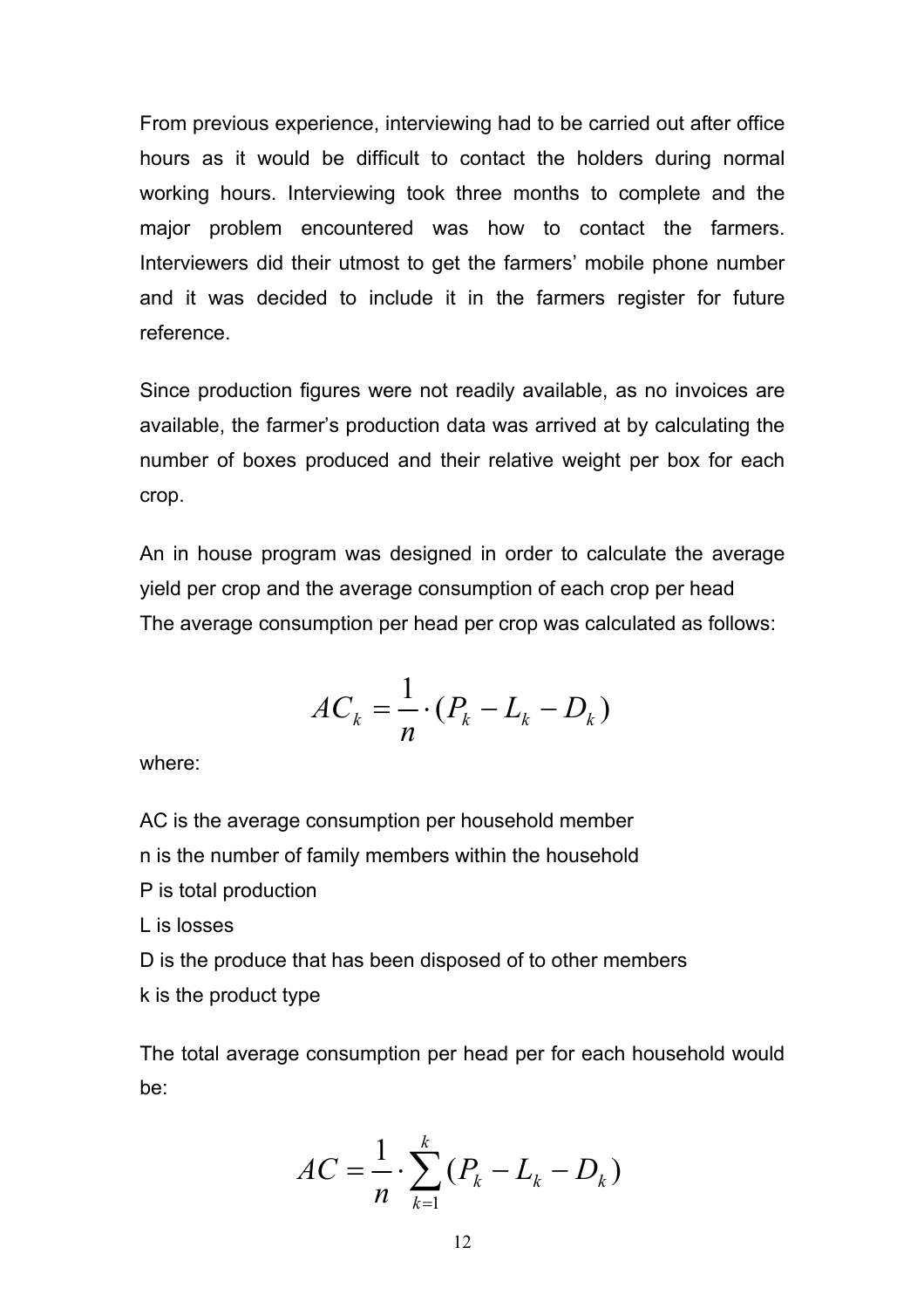From previous experience, interviewing had to be carried out after office hours as it would be difficult to contact the holders during normal working hours. Interviewing took three months to complete and the major problem encountered was how to contact the farmers. Interviewers did their utmost to get the farmers' mobile phone number and it was decided to include it in the farmers register for future reference.

Since production figures were not readily available, as no invoices are available, the farmer's production data was arrived at by calculating the number of boxes produced and their relative weight per box for each crop.

An in house program was designed in order to calculate the average yield per crop and the average consumption of each crop per head
The average consumption per head per crop was calculated as follows:

$$AC_k = \frac{1}{n} \cdot (P_k - L_k - D_k)$$

where:

AC is the average consumption per household member
n is the number of family members within the household
P is total production
L is losses
D is the produce that has been disposed of to other members
k is the product type

The total average consumption per head per for each household would be:

$$AC = \frac{1}{n} \cdot \sum_{k=1}^{k} (P_k - L_k - D_k)$$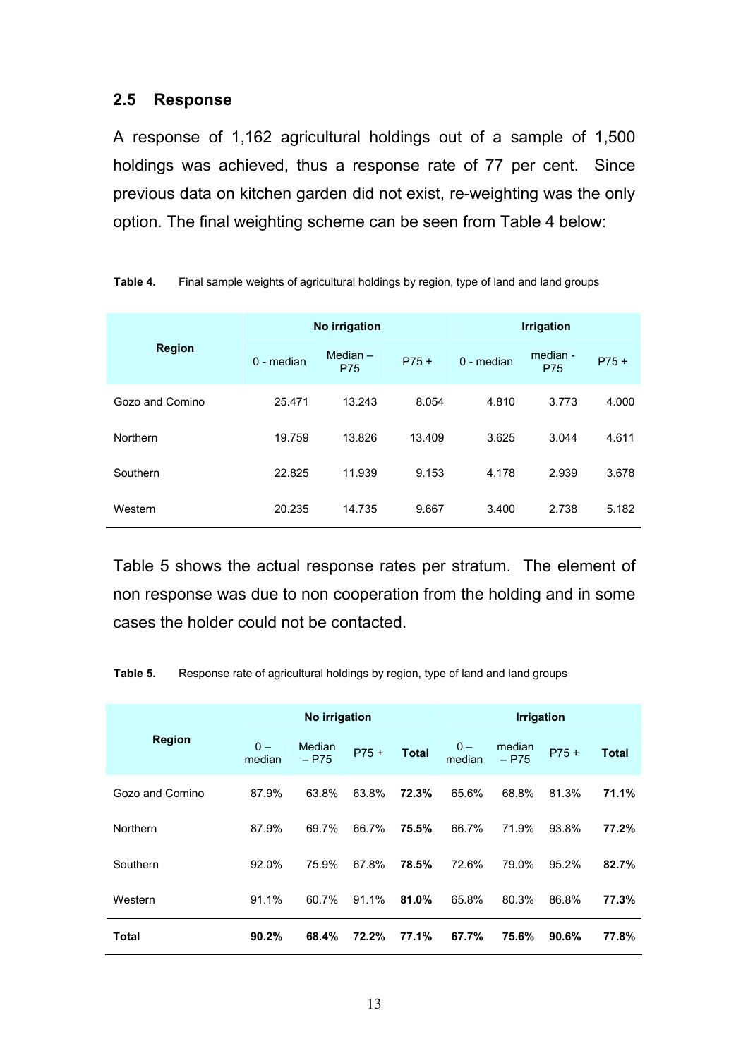## 2.5 Response

A response of 1,162 agricultural holdings out of a sample of 1,500 holdings was achieved, thus a response rate of 77 per cent. Since previous data on kitchen garden did not exist, re-weighting was the only option. The final weighting scheme can be seen from Table 4 below:

**Table 4.** Final sample weights of agricultural holdings by region, type of land and land groups

| Region | No irrigation | | | Irrigation | | |
|---|---|---|---|---|---|---|
| | 0 - median | Median – P75 | P75 + | 0 - median | median - P75 | P75 + |
| Gozo and Comino | 25.471 | 13.243 | 8.054 | 4.810 | 3.773 | 4.000 |
| Northern | 19.759 | 13.826 | 13.409 | 3.625 | 3.044 | 4.611 |
| Southern | 22.825 | 11.939 | 9.153 | 4.178 | 2.939 | 3.678 |
| Western | 20.235 | 14.735 | 9.667 | 3.400 | 2.738 | 5.182 |

Table 5 shows the actual response rates per stratum. The element of non response was due to non cooperation from the holding and in some cases the holder could not be contacted.

**Table 5.** Response rate of agricultural holdings by region, type of land and land groups

| Region | No irrigation | | | | Irrigation | | | |
|---|---|---|---|---|---|---|---|---|
| | 0 – median | Median – P75 | P75 + | Total | 0 – median | median – P75 | P75 + | Total |
| Gozo and Comino | 87.9% | 63.8% | 63.8% | **72.3%** | 65.6% | 68.8% | 81.3% | **71.1%** |
| Northern | 87.9% | 69.7% | 66.7% | **75.5%** | 66.7% | 71.9% | 93.8% | **77.2%** |
| Southern | 92.0% | 75.9% | 67.8% | **78.5%** | 72.6% | 79.0% | 95.2% | **82.7%** |
| Western | 91.1% | 60.7% | 91.1% | **81.0%** | 65.8% | 80.3% | 86.8% | **77.3%** |
| **Total** | **90.2%** | **68.4%** | **72.2%** | **77.1%** | **67.7%** | **75.6%** | **90.6%** | **77.8%** |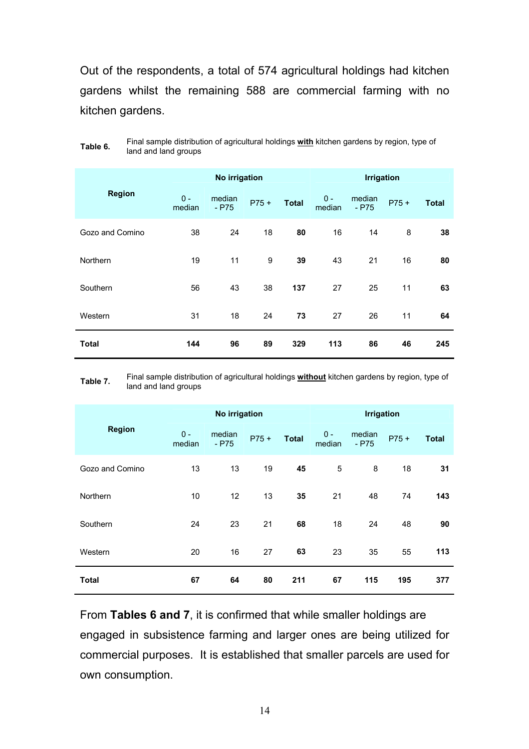Out of the respondents, a total of 574 agricultural holdings had kitchen gardens whilst the remaining 588 are commercial farming with no kitchen gardens.

**Table 6.** Final sample distribution of agricultural holdings **with** kitchen gardens by region, type of land and land groups

| Region | No irrigation | | | | Irrigation | | | |
|---|---|---|---|---|---|---|---|---|
| | 0 - median | median - P75 | P75 + | **Total** | 0 - median | median - P75 | P75 + | **Total** |
| Gozo and Comino | 38 | 24 | 18 | **80** | 16 | 14 | 8 | **38** |
| Northern | 19 | 11 | 9 | **39** | 43 | 21 | 16 | **80** |
| Southern | 56 | 43 | 38 | **137** | 27 | 25 | 11 | **63** |
| Western | 31 | 18 | 24 | **73** | 27 | 26 | 11 | **64** |
| **Total** | **144** | **96** | **89** | **329** | **113** | **86** | **46** | **245** |

**Table 7.** Final sample distribution of agricultural holdings **without** kitchen gardens by region, type of land and land groups

| Region | No irrigation | | | | Irrigation | | | |
|---|---|---|---|---|---|---|---|---|
| | 0 - median | median - P75 | P75 + | **Total** | 0 - median | median - P75 | P75 + | **Total** |
| Gozo and Comino | 13 | 13 | 19 | **45** | 5 | 8 | 18 | **31** |
| Northern | 10 | 12 | 13 | **35** | 21 | 48 | 74 | **143** |
| Southern | 24 | 23 | 21 | **68** | 18 | 24 | 48 | **90** |
| Western | 20 | 16 | 27 | **63** | 23 | 35 | 55 | **113** |
| **Total** | **67** | **64** | **80** | **211** | **67** | **115** | **195** | **377** |

From **Tables 6 and 7**, it is confirmed that while smaller holdings are engaged in subsistence farming and larger ones are being utilized for commercial purposes. It is established that smaller parcels are used for own consumption.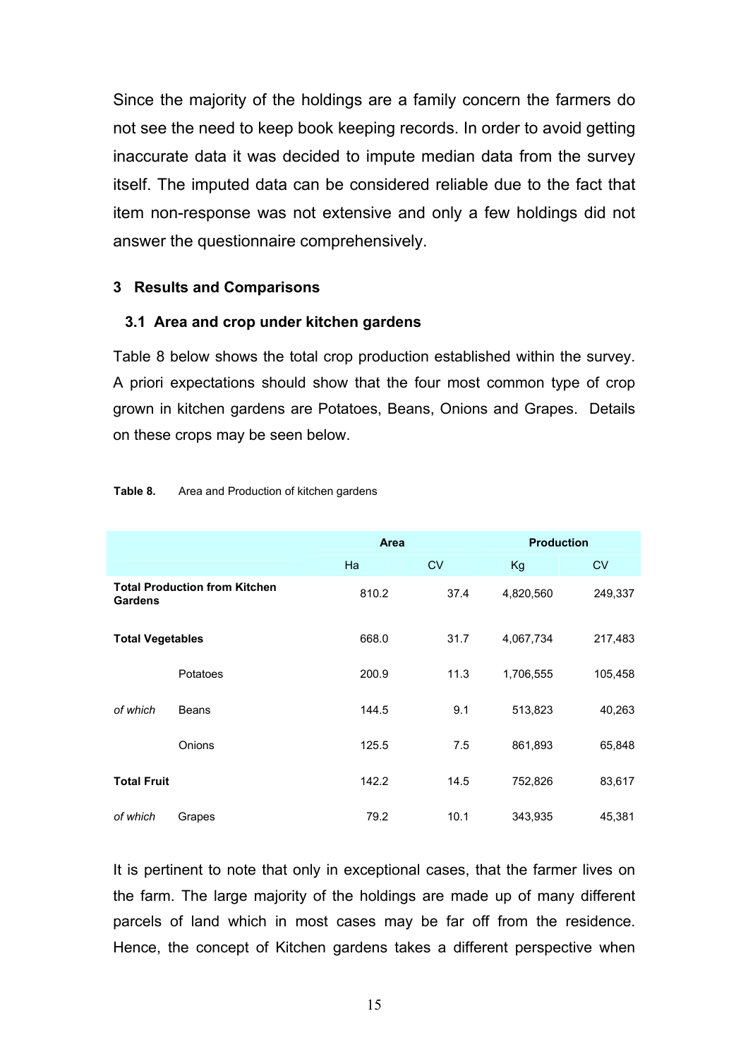Since the majority of the holdings are a family concern the farmers do not see the need to keep book keeping records. In order to avoid getting inaccurate data it was decided to impute median data from the survey itself. The imputed data can be considered reliable due to the fact that item non-response was not extensive and only a few holdings did not answer the questionnaire comprehensively.

## 3 Results and Comparisons

### 3.1 Area and crop under kitchen gardens

Table 8 below shows the total crop production established within the survey. A priori expectations should show that the four most common type of crop grown in kitchen gardens are Potatoes, Beans, Onions and Grapes. Details on these crops may be seen below.

**Table 8.** Area and Production of kitchen gardens

| | | Area | | Production | |
|---|---|---|---|---|---|
| | | Ha | CV | Kg | CV |
| **Total Production from Kitchen Gardens** | | 810.2 | 37.4 | 4,820,560 | 249,337 |
| **Total Vegetables** | | 668.0 | 31.7 | 4,067,734 | 217,483 |
| | Potatoes | 200.9 | 11.3 | 1,706,555 | 105,458 |
| *of which* | Beans | 144.5 | 9.1 | 513,823 | 40,263 |
| | Onions | 125.5 | 7.5 | 861,893 | 65,848 |
| **Total Fruit** | | 142.2 | 14.5 | 752,826 | 83,617 |
| *of which* | Grapes | 79.2 | 10.1 | 343,935 | 45,381 |

It is pertinent to note that only in exceptional cases, that the farmer lives on the farm. The large majority of the holdings are made up of many different parcels of land which in most cases may be far off from the residence. Hence, the concept of Kitchen gardens takes a different perspective when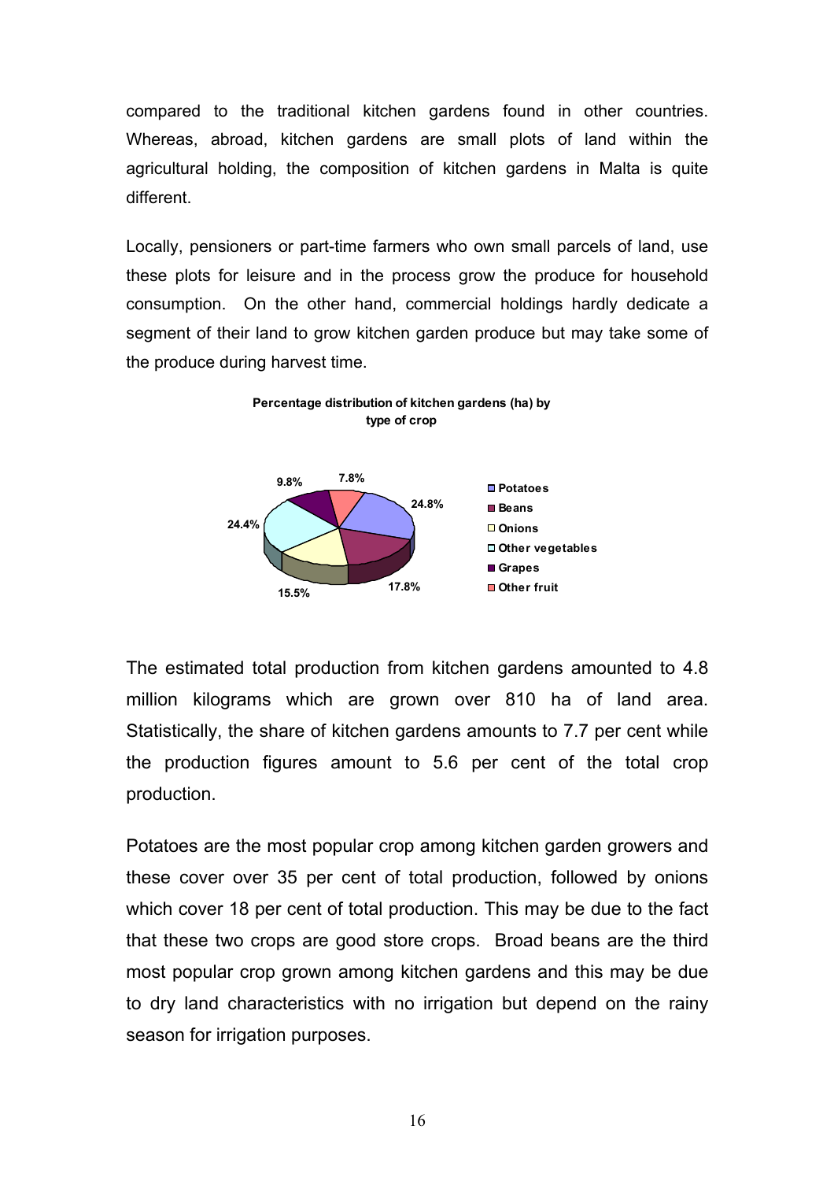compared to the traditional kitchen gardens found in other countries. Whereas, abroad, kitchen gardens are small plots of land within the agricultural holding, the composition of kitchen gardens in Malta is quite different.

Locally, pensioners or part-time farmers who own small parcels of land, use these plots for leisure and in the process grow the produce for household consumption. On the other hand, commercial holdings hardly dedicate a segment of their land to grow kitchen garden produce but may take some of the produce during harvest time.

**Percentage distribution of kitchen gardens (ha) by type of crop**

| Crop | Percentage |
|---|---|
| Potatoes | 24.8% |
| Beans | 17.8% |
| Onions | 15.5% |
| Other vegetables | 24.4% |
| Grapes | 9.8% |
| Other fruit | 7.8% |

The estimated total production from kitchen gardens amounted to 4.8 million kilograms which are grown over 810 ha of land area. Statistically, the share of kitchen gardens amounts to 7.7 per cent while the production figures amount to 5.6 per cent of the total crop production.

Potatoes are the most popular crop among kitchen garden growers and these cover over 35 per cent of total production, followed by onions which cover 18 per cent of total production. This may be due to the fact that these two crops are good store crops. Broad beans are the third most popular crop grown among kitchen gardens and this may be due to dry land characteristics with no irrigation but depend on the rainy season for irrigation purposes.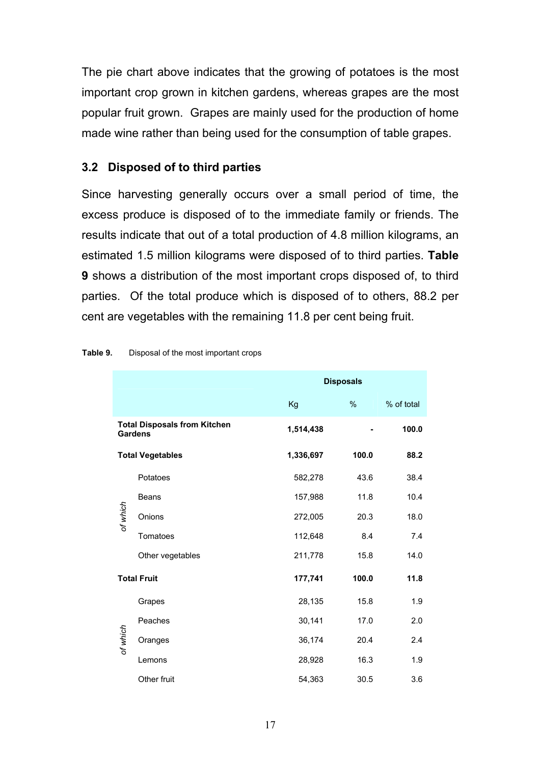The pie chart above indicates that the growing of potatoes is the most important crop grown in kitchen gardens, whereas grapes are the most popular fruit grown. Grapes are mainly used for the production of home made wine rather than being used for the consumption of table grapes.

### 3.2 Disposed of to third parties

Since harvesting generally occurs over a small period of time, the excess produce is disposed of to the immediate family or friends. The results indicate that out of a total production of 4.8 million kilograms, an estimated 1.5 million kilograms were disposed of to third parties. **Table 9** shows a distribution of the most important crops disposed of, to third parties. Of the total produce which is disposed of to others, 88.2 per cent are vegetables with the remaining 11.8 per cent being fruit.

**Table 9.** Disposal of the most important crops

| | | Disposals | | |
|---|---|---|---|---|
| | | Kg | % | % of total |
| **Total Disposals from Kitchen Gardens** | | **1,514,438** | **-** | **100.0** |
| **Total Vegetables** | | **1,336,697** | **100.0** | **88.2** |
| *of which* | Potatoes | 582,278 | 43.6 | 38.4 |
| | Beans | 157,988 | 11.8 | 10.4 |
| | Onions | 272,005 | 20.3 | 18.0 |
| | Tomatoes | 112,648 | 8.4 | 7.4 |
| | Other vegetables | 211,778 | 15.8 | 14.0 |
| **Total Fruit** | | **177,741** | **100.0** | **11.8** |
| *of which* | Grapes | 28,135 | 15.8 | 1.9 |
| | Peaches | 30,141 | 17.0 | 2.0 |
| | Oranges | 36,174 | 20.4 | 2.4 |
| | Lemons | 28,928 | 16.3 | 1.9 |
| | Other fruit | 54,363 | 30.5 | 3.6 |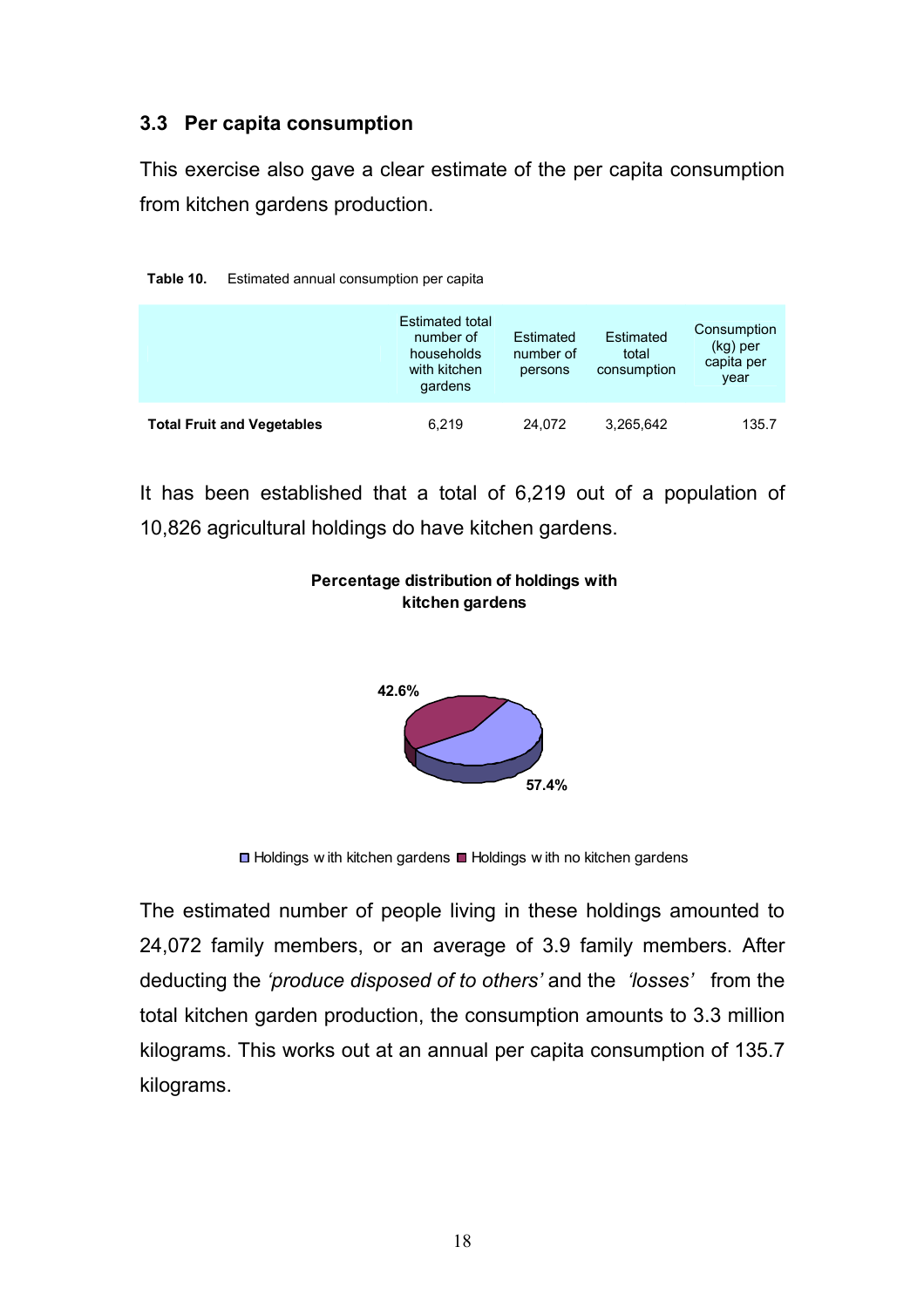### 3.3 Per capita consumption

This exercise also gave a clear estimate of the per capita consumption from kitchen gardens production.

**Table 10.** Estimated annual consumption per capita

| | Estimated total number of households with kitchen gardens | Estimated number of persons | Estimated total consumption | Consumption (kg) per capita per year |
|---|---|---|---|---|
| **Total Fruit and Vegetables** | 6,219 | 24,072 | 3,265,642 | 135.7 |

It has been established that a total of 6,219 out of a population of 10,826 agricultural holdings do have kitchen gardens.

**Percentage distribution of holdings with kitchen gardens**

42.6%

57.4%

Holdings with kitchen gardens  Holdings with no kitchen gardens

The estimated number of people living in these holdings amounted to 24,072 family members, or an average of 3.9 family members. After deducting the *'produce disposed of to others'* and the *'losses'* from the total kitchen garden production, the consumption amounts to 3.3 million kilograms. This works out at an annual per capita consumption of 135.7 kilograms.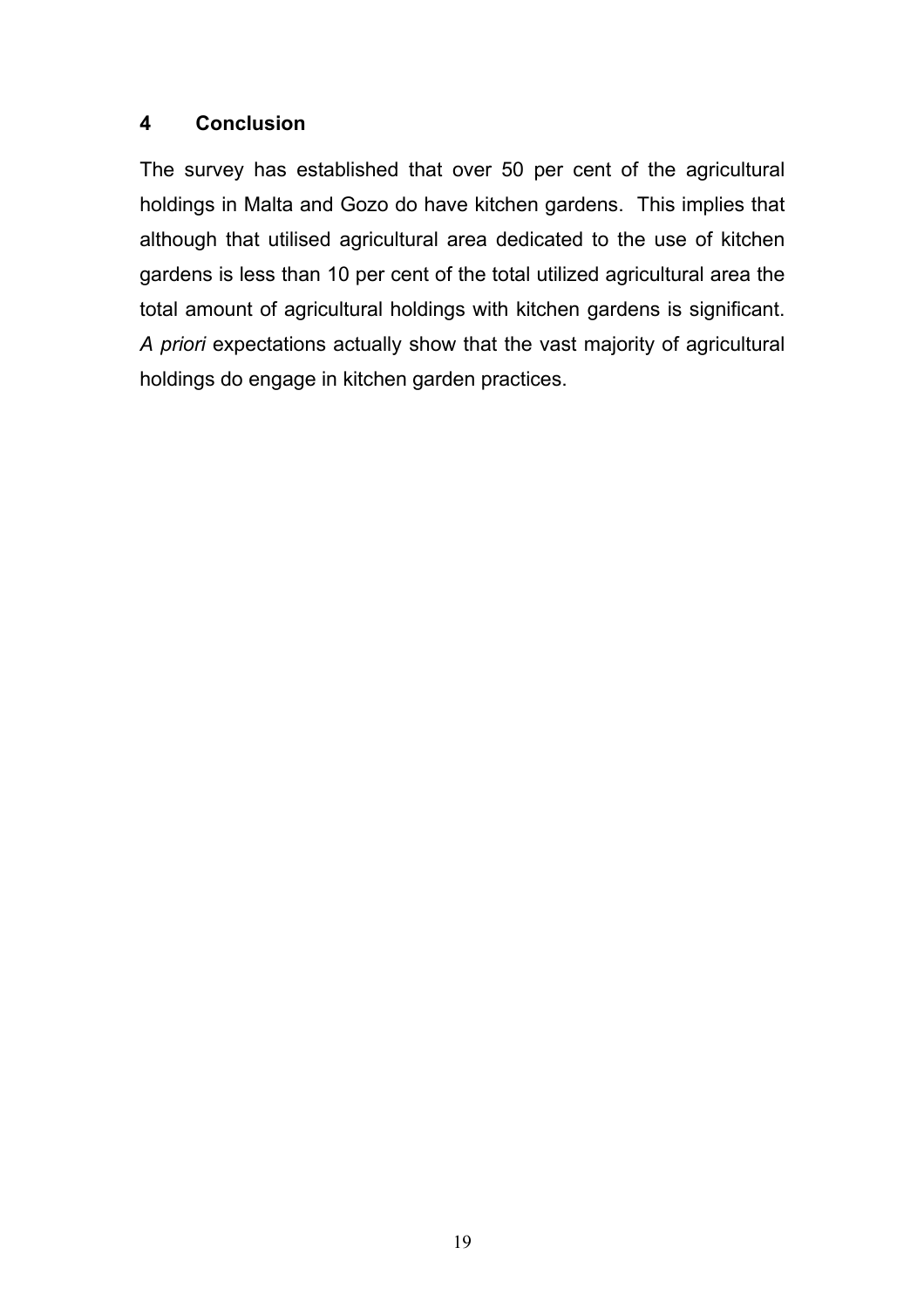## 4 Conclusion

The survey has established that over 50 per cent of the agricultural holdings in Malta and Gozo do have kitchen gardens. This implies that although that utilised agricultural area dedicated to the use of kitchen gardens is less than 10 per cent of the total utilized agricultural area the total amount of agricultural holdings with kitchen gardens is significant. *A priori* expectations actually show that the vast majority of agricultural holdings do engage in kitchen garden practices.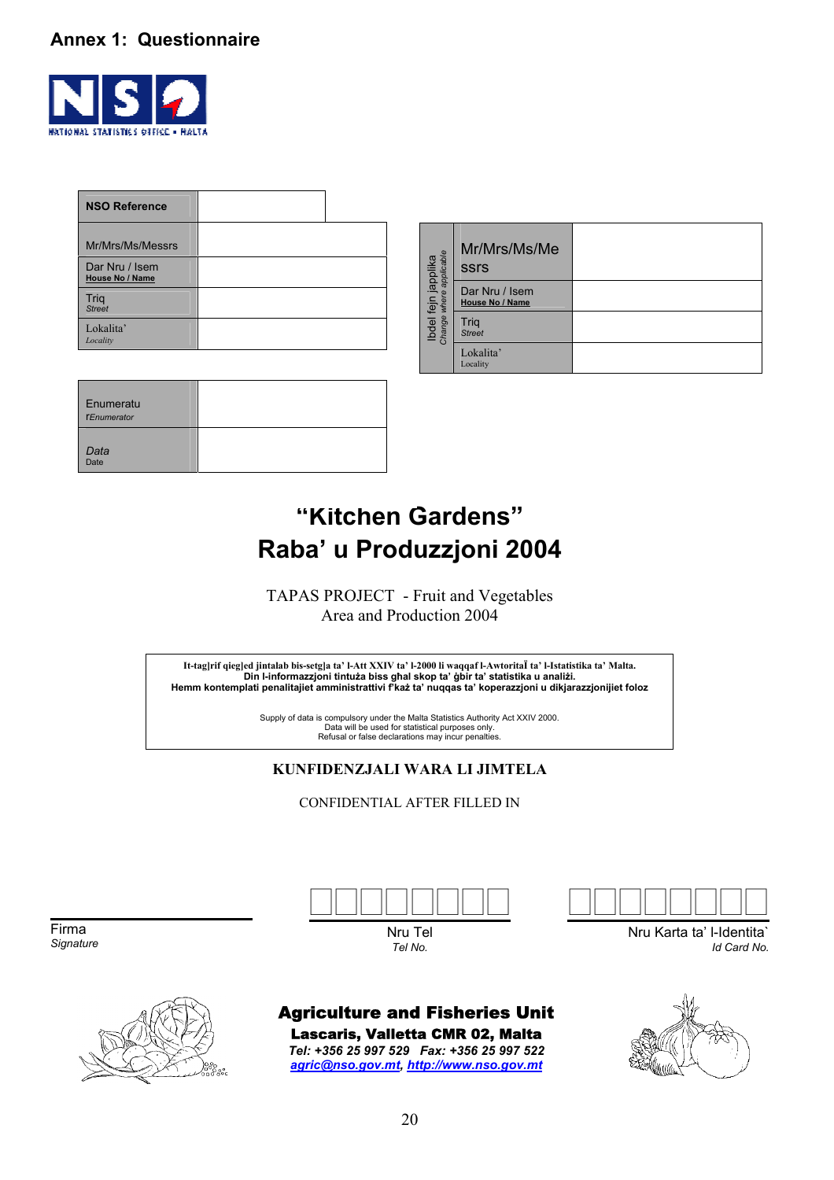## Annex 1: Questionnaire

| NSO Reference | |
|---|---|
| Mr/Mrs/Ms/Messrs | |
| Dar Nru / Isem<br>**House No / Name** | |
| Triq<br>*Street* | |
| Lokalita'<br>*Locality* | |

| Ibdel fejn japplika<br>*Change where applicable* | | |
|---|---|---|
| | Mr/Mrs/Ms/Messrs | |
| | Dar Nru / Isem<br>**House No / Name** | |
| | Triq<br>*Street* | |
| | Lokalita'<br>Locality | |

| Enumeratu<br>*l'Enumerator* | |
|---|---|
| *Data*<br>Date | |

# "Kitchen Gardens" Raba' u Produzzjoni 2004

TAPAS PROJECT - Fruit and Vegetables
Area and Production 2004

**It-tagħrif qiegħed jintalab bis-setgħa ta' l-Att XXIV ta' l-2000 li waqqaf l-Awtorità ta' l-Istatistika ta' Malta.**
**Din l-informazzjoni tintuża biss għal skop ta' ġbir ta' statistika u analiżi.**
**Hemm kontemplati penalitajiet amministrattivi f'każ ta' nuqqas ta' koperazzjoni u dikjarazzjonijiet foloz**

Supply of data is compulsory under the Malta Statistics Authority Act XXIV 2000.
Data will be used for statistical purposes only.
Refusal or false declarations may incur penalties.

**KUNFIDENZJALI WARA LI JIMTELA**

CONFIDENTIAL AFTER FILLED IN

Firma
*Signature*

Nru Tel
*Tel No.*

Nru Karta ta' l-Identita`
*Id Card No.*

**Agriculture and Fisheries Unit**
**Lascaris, Valletta CMR 02, Malta**
***Tel: +356 25 997 529 Fax: +356 25 997 522***
***agric@nso.gov.mt, http://www.nso.gov.mt***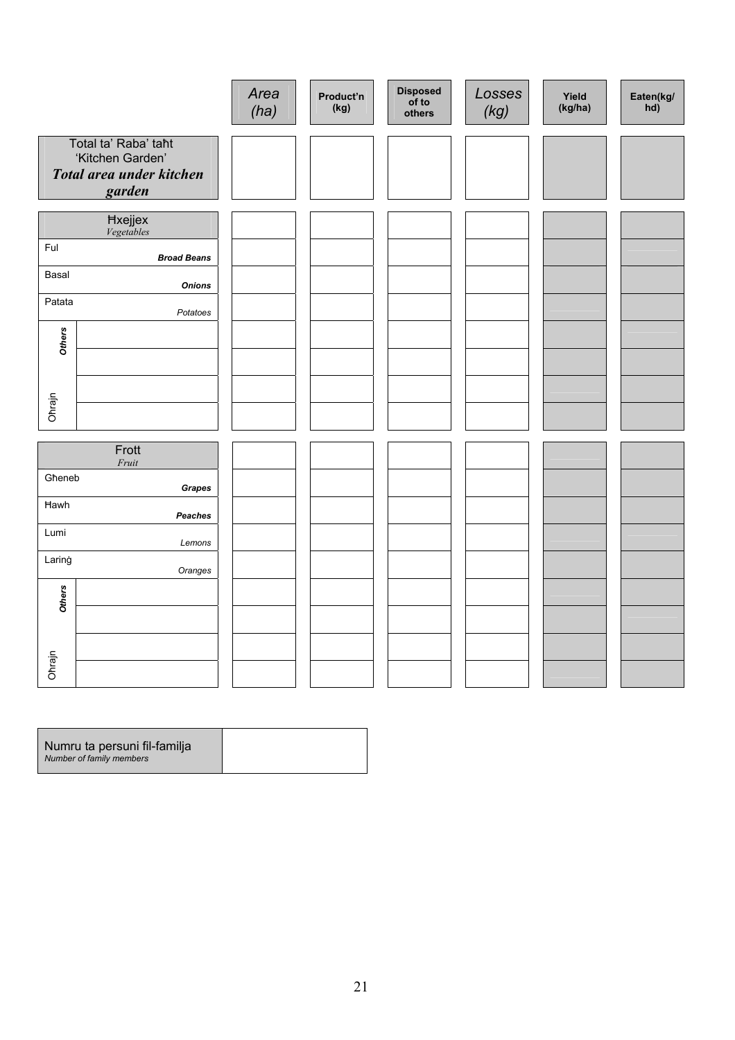| | Area (ha) | Product'n (kg) | Disposed of to others | Losses (kg) | Yield (kg/ha) | Eaten(kg/hd) |
|---|---|---|---|---|---|---|
| Total ta' Raba' taħt 'Kitchen Garden' ***Total area under kitchen garden*** | | | | | | |

| | | Area (ha) | Product'n (kg) | Disposed of to others | Losses (kg) | Yield (kg/ha) | Eaten(kg/hd) |
|---|---|---|---|---|---|---|---|
| Ħxejjex *Vegetables* | | | | | | | |
| Ful ***Broad Beans*** | | | | | | | |
| Basal ***Onions*** | | | | | | | |
| Patata *Potatoes* | | | | | | | |
| ***Others*** Oħrajn | | | | | | | |
| | | | | | | | |
| | | | | | | | |
| | | | | | | | |

| | | Area (ha) | Product'n (kg) | Disposed of to others | Losses (kg) | Yield (kg/ha) | Eaten(kg/hd) |
|---|---|---|---|---|---|---|---|
| Frott *Fruit* | | | | | | | |
| Għeneb ***Grapes*** | | | | | | | |
| Ħawh ***Peaches*** | | | | | | | |
| Lumi *Lemons* | | | | | | | |
| Larinġ *Oranges* | | | | | | | |
| ***Others*** Oħrajn | | | | | | | |
| | | | | | | | |
| | | | | | | | |
| | | | | | | | |

| | |
|---|---|
| Numru ta persuni fil-familja *Number of family members* | |